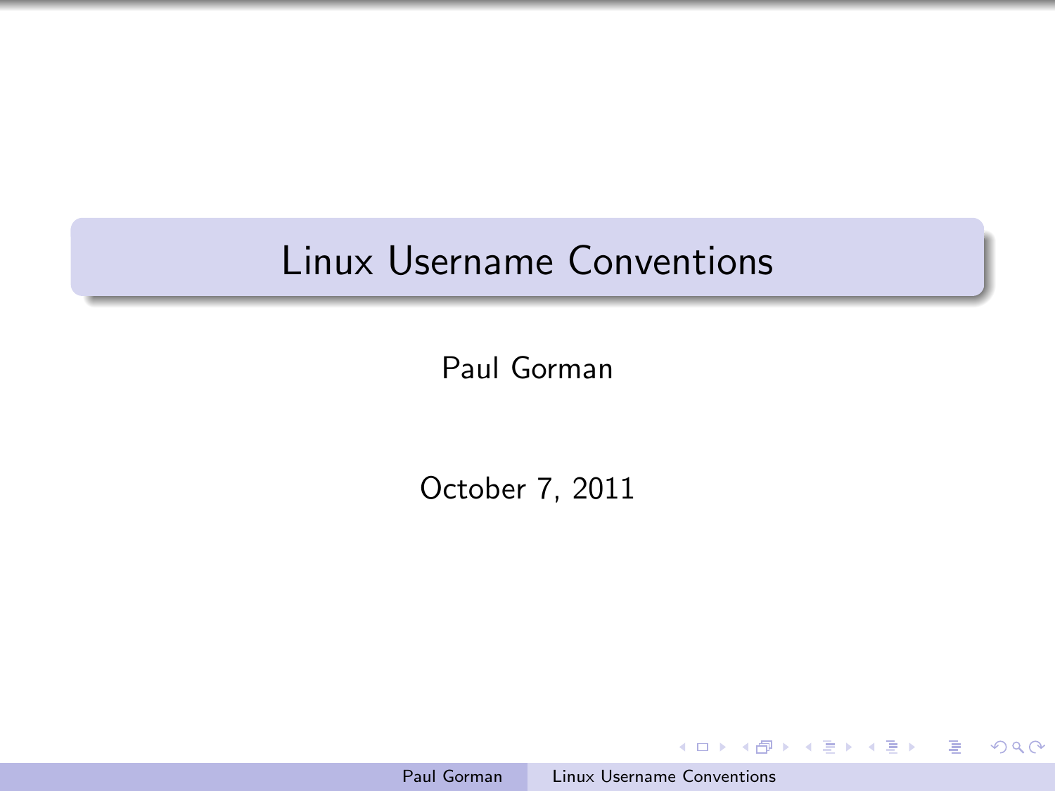# Linux Username Conventions

Paul Gorman

October 7, 2011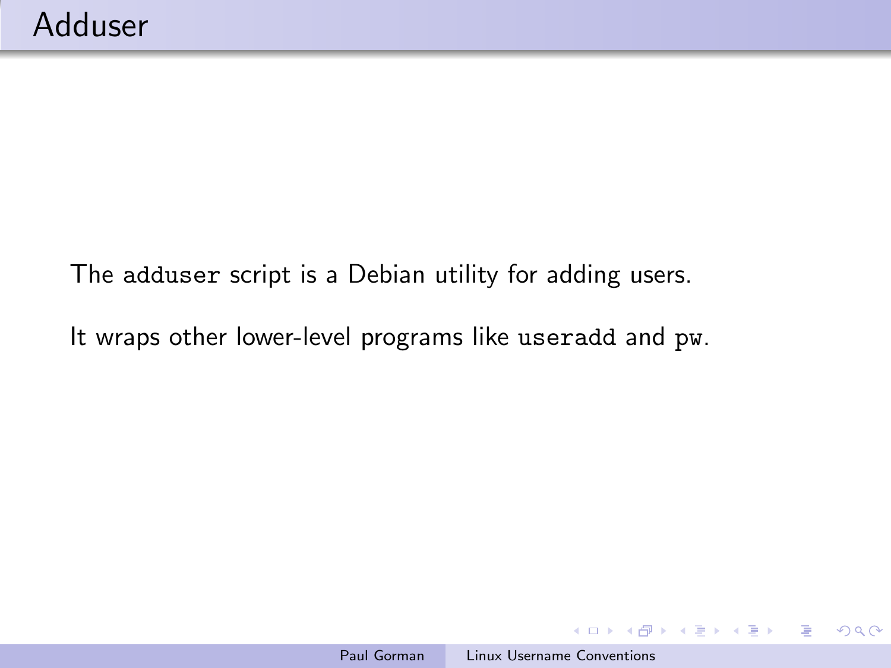# Adduser

The `adduser` script is a Debian utility for adding users.

It wraps other lower-level programs like `useradd` and `pw`.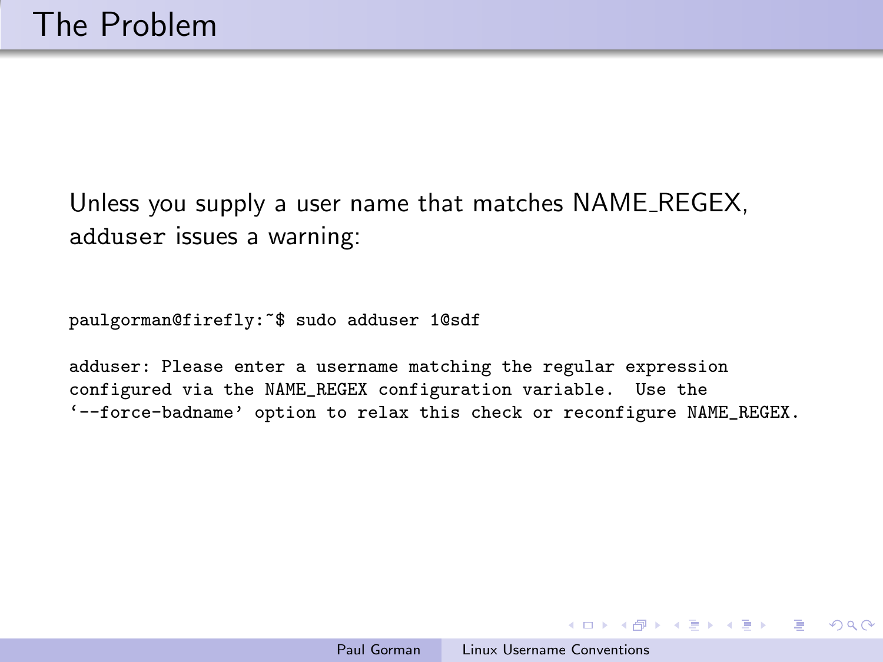# The Problem

Unless you supply a user name that matches NAME_REGEX, adduser issues a warning:

```
paulgorman@firefly:~$ sudo adduser 1@sdf

adduser: Please enter a username matching the regular expression
configured via the NAME_REGEX configuration variable.  Use the
`--force-badname' option to relax this check or reconfigure NAME_REGEX.
```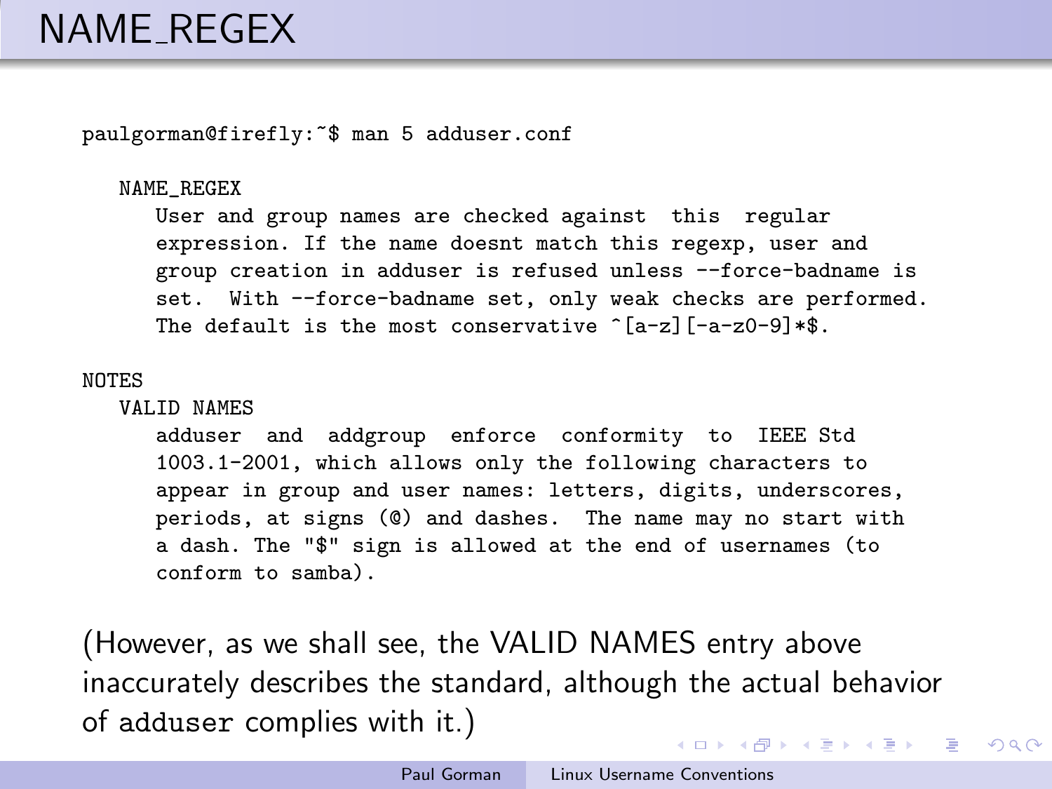# NAME_REGEX

```
paulgorman@firefly:~$ man 5 adduser.conf

   NAME_REGEX
      User and group names are checked against  this  regular
      expression. If the name doesnt match this regexp, user and
      group creation in adduser is refused unless --force-badname is
      set.  With --force-badname set, only weak checks are performed.
      The default is the most conservative ^[a-z][-a-z0-9]*$.

NOTES
   VALID NAMES
      adduser  and  addgroup  enforce  conformity  to  IEEE Std
      1003.1-2001, which allows only the following characters to
      appear in group and user names: letters, digits, underscores,
      periods, at signs (@) and dashes.  The name may no start with
      a dash. The "$" sign is allowed at the end of usernames (to
      conform to samba).
```

(However, as we shall see, the VALID NAMES entry above inaccurately describes the standard, although the actual behavior of adduser complies with it.)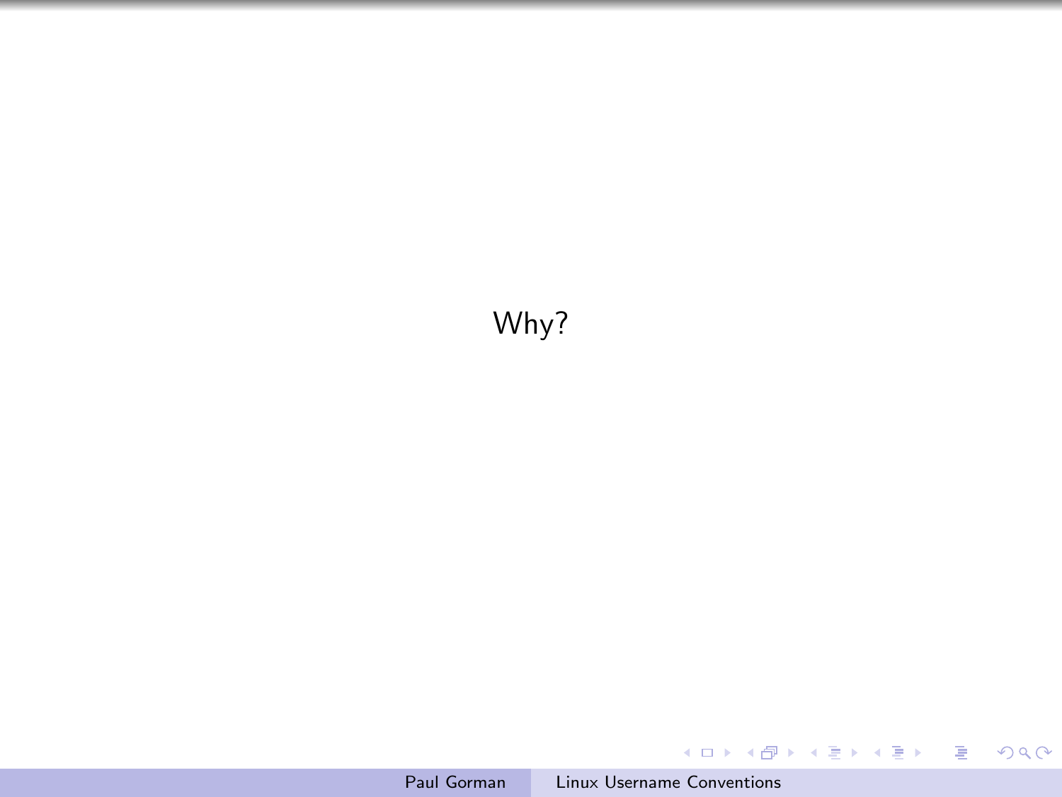Why?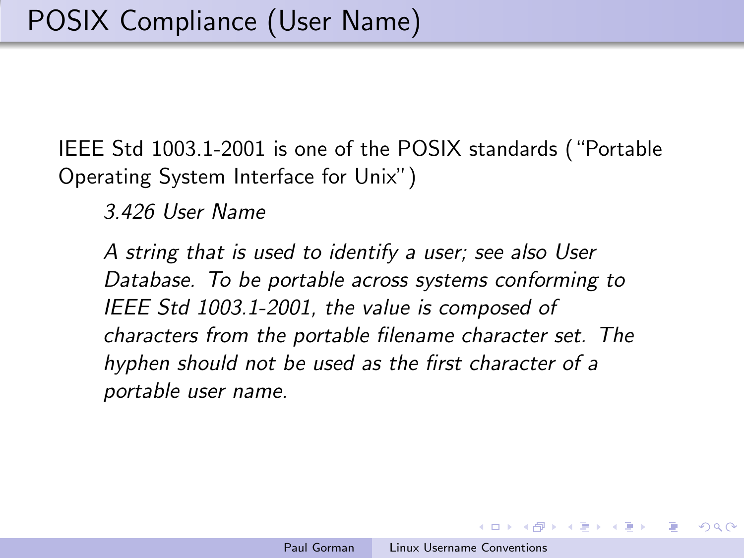# POSIX Compliance (User Name)

IEEE Std 1003.1-2001 is one of the POSIX standards ("Portable Operating System Interface for Unix")

> *3.426 User Name*
>
> *A string that is used to identify a user; see also User Database. To be portable across systems conforming to IEEE Std 1003.1-2001, the value is composed of characters from the portable filename character set. The hyphen should not be used as the first character of a portable user name.*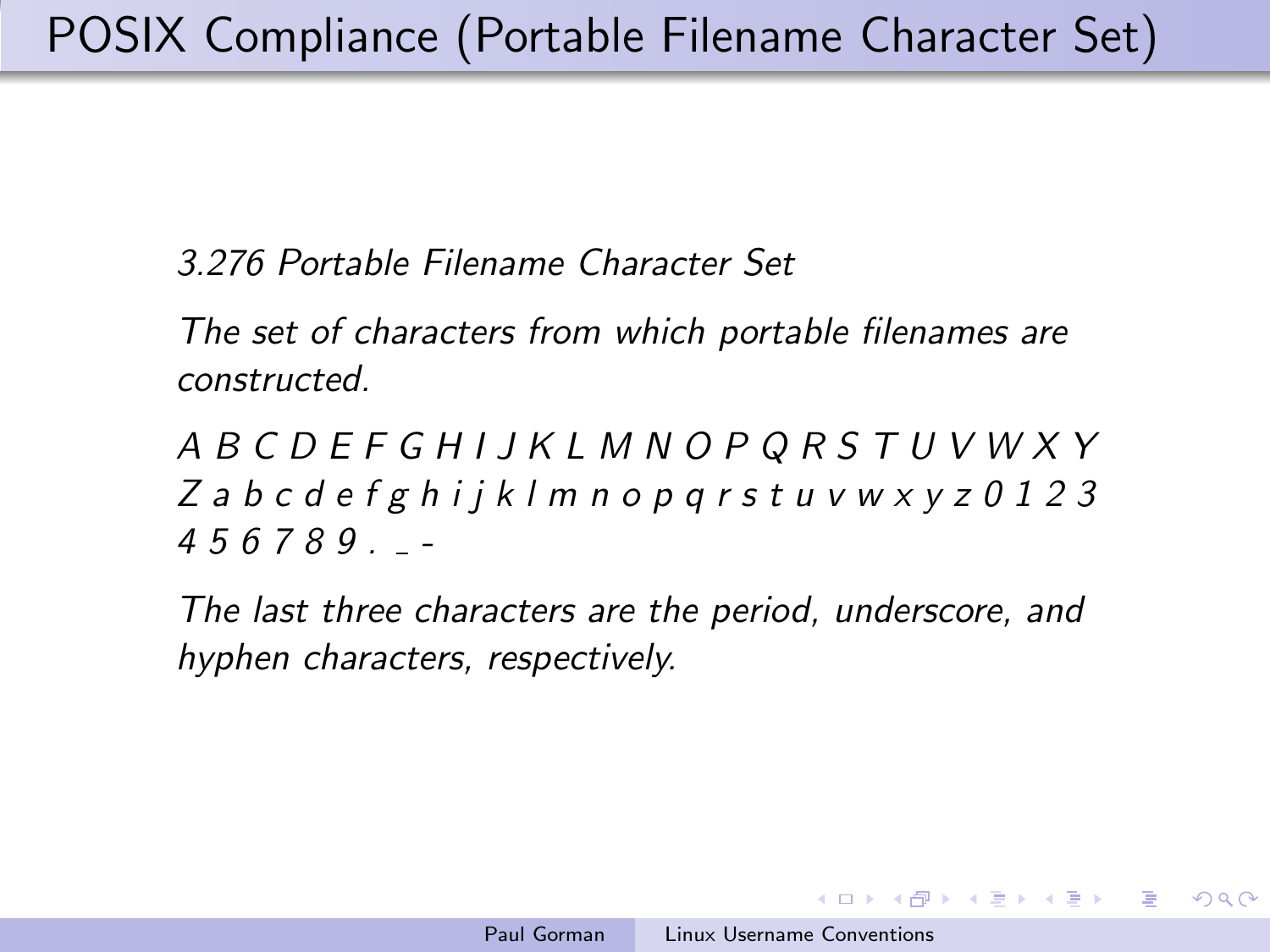# POSIX Compliance (Portable Filename Character Set)

*3.276 Portable Filename Character Set*

*The set of characters from which portable filenames are constructed.*

*A B C D E F G H I J K L M N O P Q R S T U V W X Y Z a b c d e f g h i j k l m n o p q r s t u v w x y z 0 1 2 3 4 5 6 7 8 9 . _ -*

*The last three characters are the period, underscore, and hyphen characters, respectively.*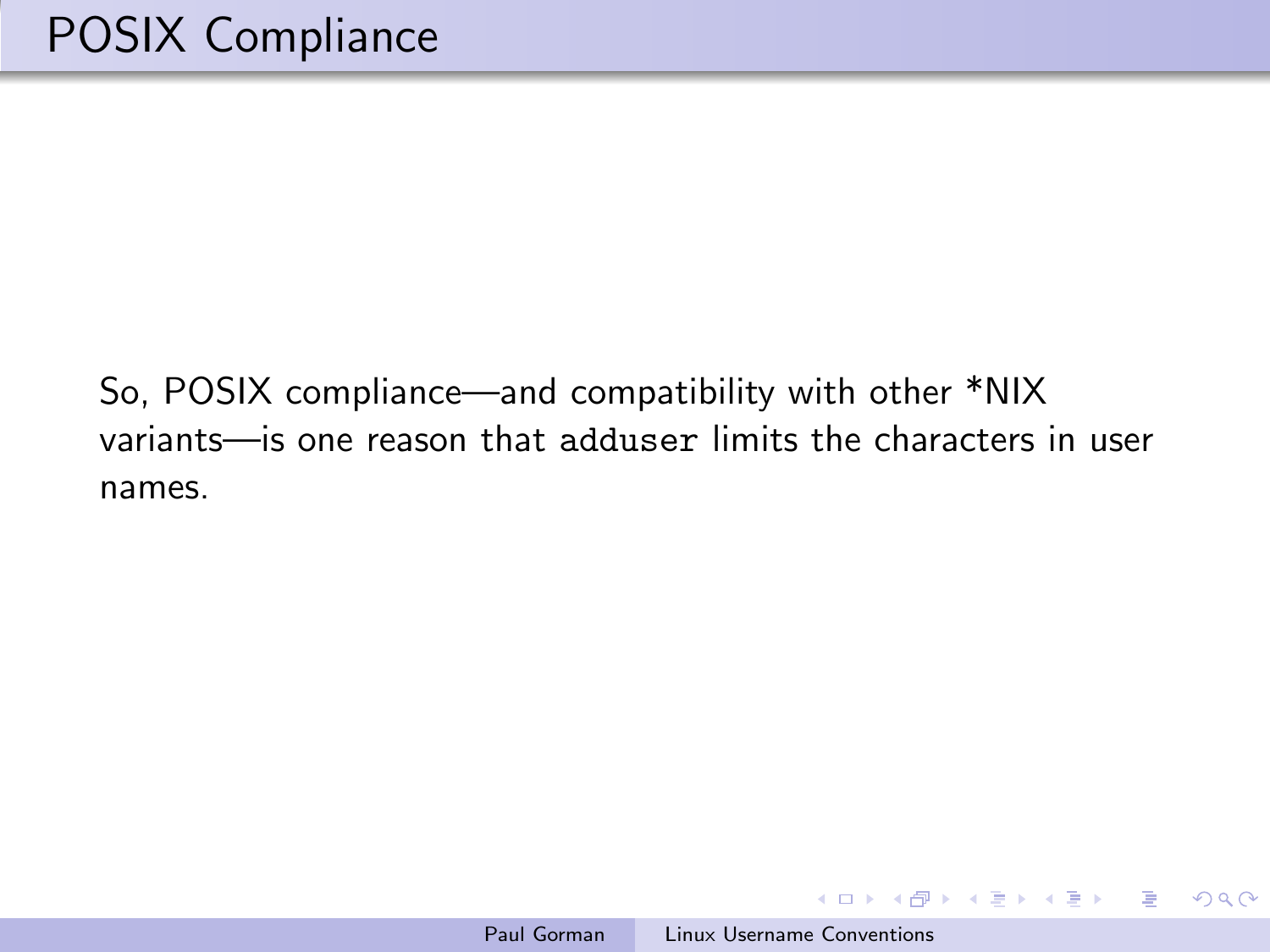# POSIX Compliance

So, POSIX compliance—and compatibility with other *NIX variants—is one reason that `adduser` limits the characters in user names.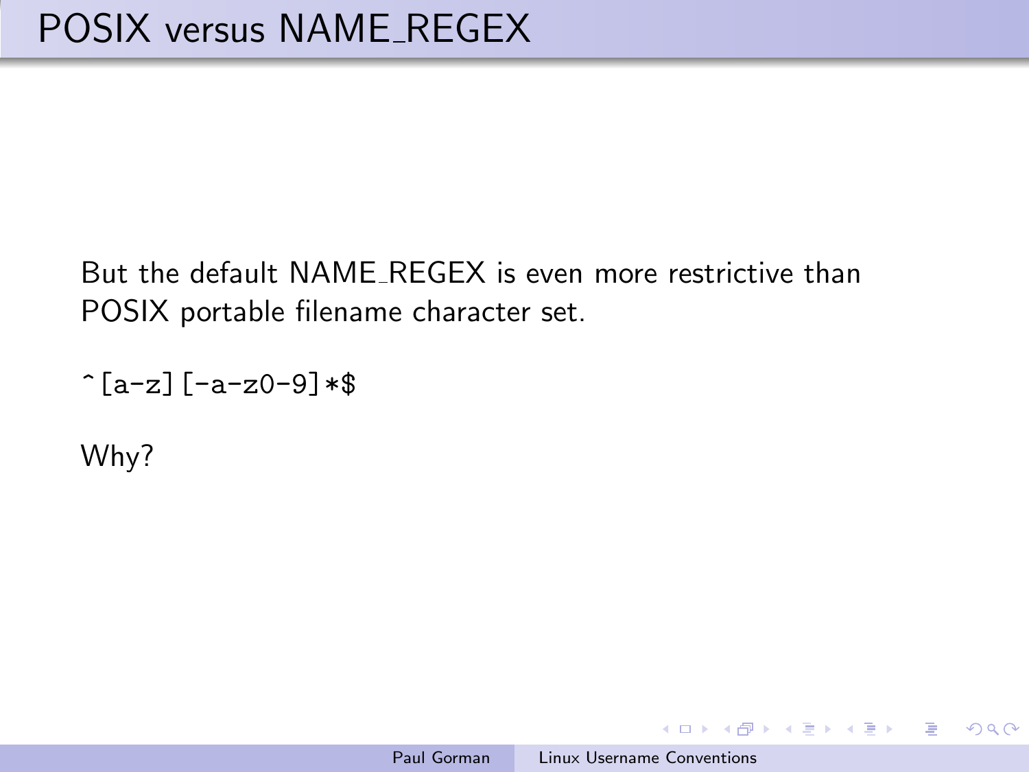# POSIX versus NAME_REGEX

But the default NAME_REGEX is even more restrictive than POSIX portable filename character set.

```
^[a-z][-a-z0-9]*$
```

Why?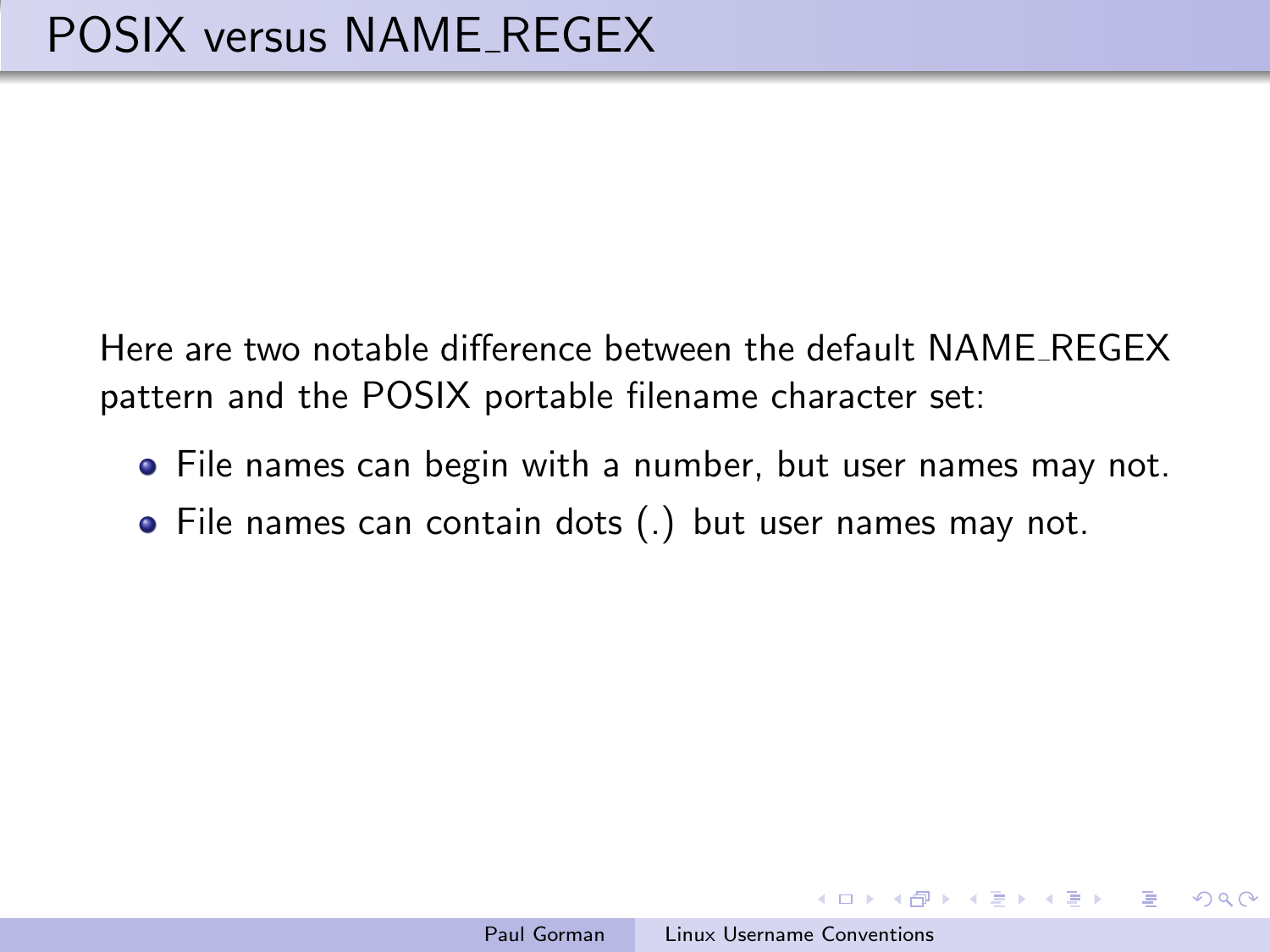# POSIX versus NAME_REGEX

Here are two notable difference between the default NAME_REGEX pattern and the POSIX portable filename character set:

- File names can begin with a number, but user names may not.
- File names can contain dots (.) but user names may not.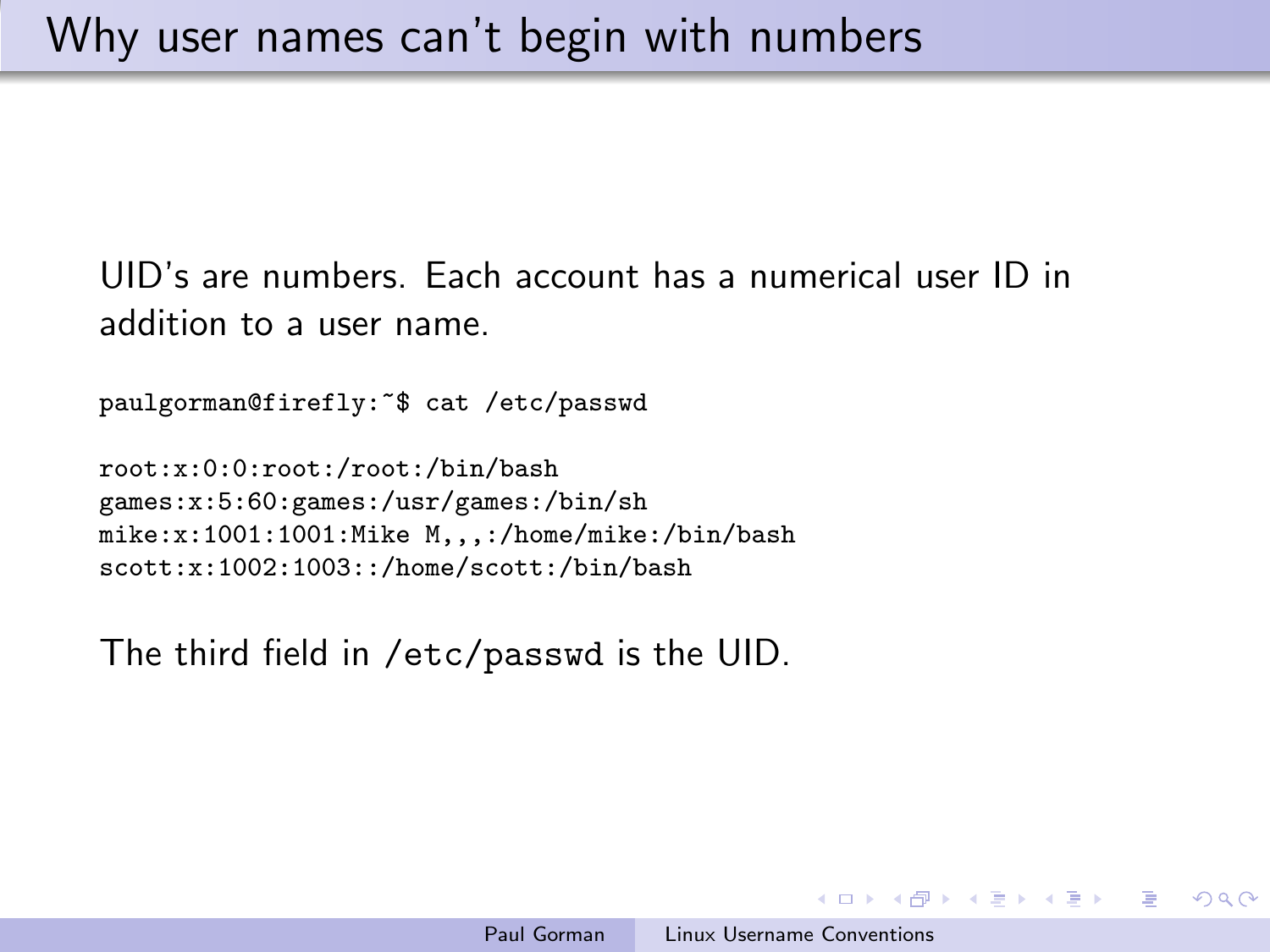# Why user names can't begin with numbers

UID's are numbers. Each account has a numerical user ID in addition to a user name.

```
paulgorman@firefly:~$ cat /etc/passwd

root:x:0:0:root:/root:/bin/bash
games:x:5:60:games:/usr/games:/bin/sh
mike:x:1001:1001:Mike M,,,:/home/mike:/bin/bash
scott:x:1002:1003::/home/scott:/bin/bash
```

The third field in `/etc/passwd` is the UID.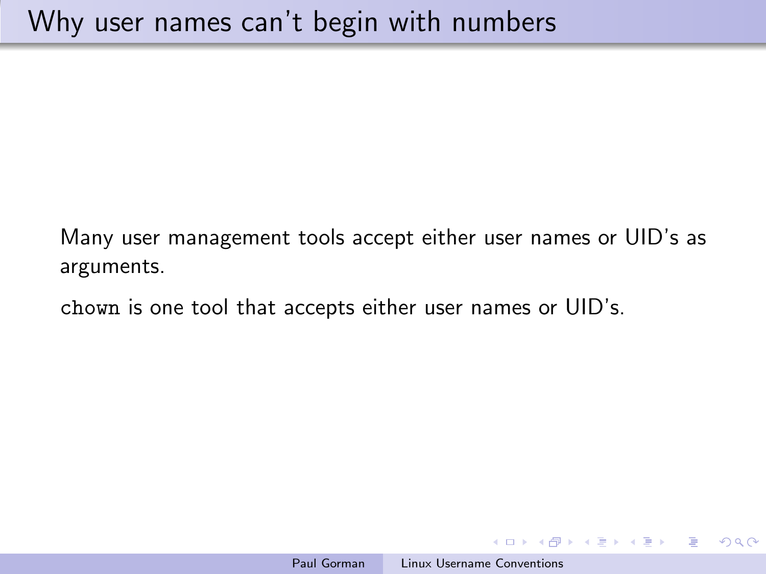# Why user names can't begin with numbers

Many user management tools accept either user names or UID's as arguments.

`chown` is one tool that accepts either user names or UID's.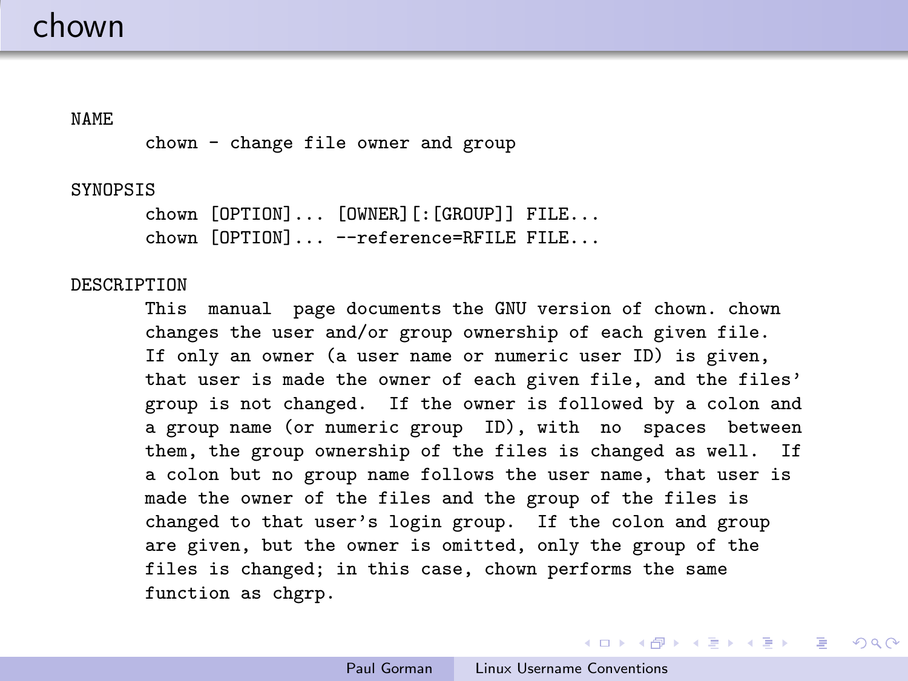# chown

```
NAME
       chown - change file owner and group

SYNOPSIS
       chown [OPTION]... [OWNER][:[GROUP]] FILE...
       chown [OPTION]... --reference=RFILE FILE...

DESCRIPTION
       This  manual  page documents the GNU version of chown. chown
       changes the user and/or group ownership of each given file.
       If only an owner (a user name or numeric user ID) is given,
       that user is made the owner of each given file, and the files'
       group is not changed.  If the owner is followed by a colon and
       a group name (or numeric group  ID), with  no  spaces  between
       them, the group ownership of the files is changed as well.  If
       a colon but no group name follows the user name, that user is
       made the owner of the files and the group of the files is
       changed to that user's login group.  If the colon and group
       are given, but the owner is omitted, only the group of the
       files is changed; in this case, chown performs the same
       function as chgrp.
```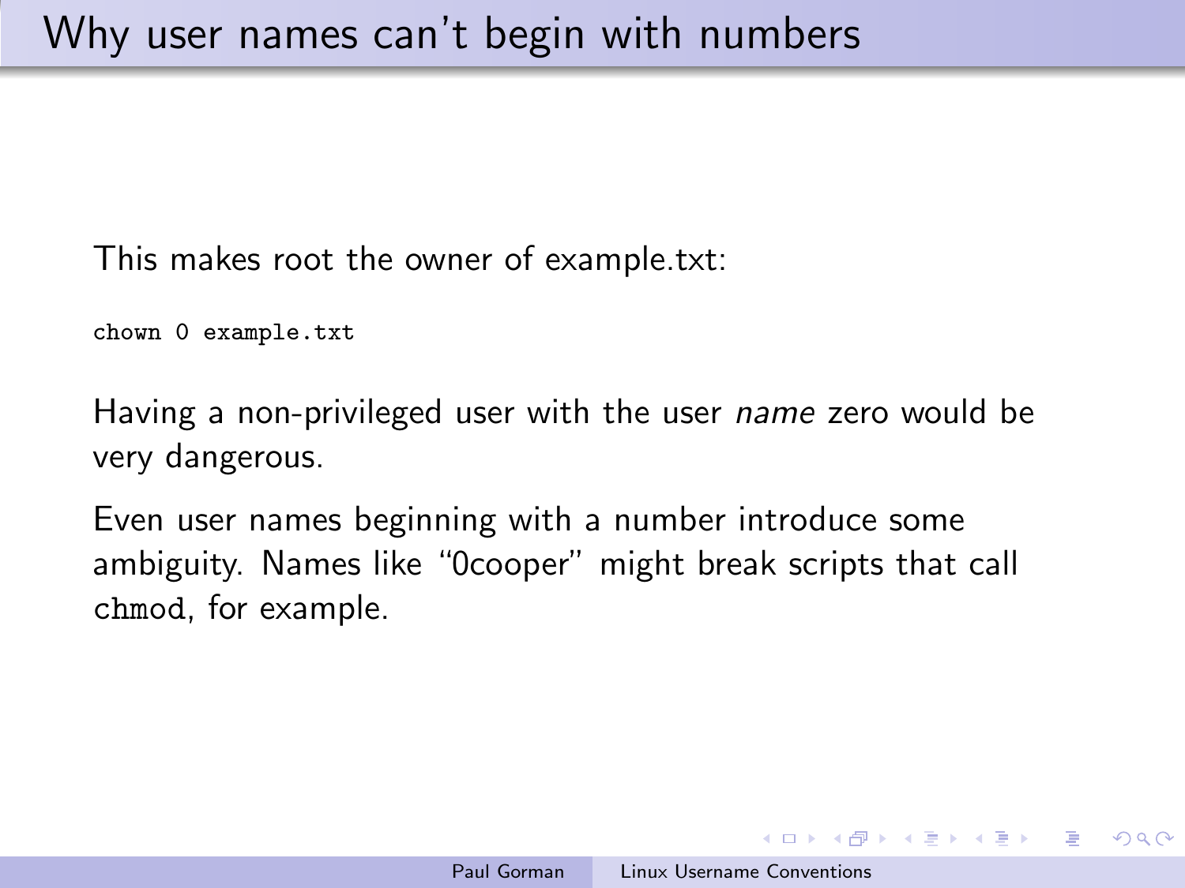# Why user names can't begin with numbers

This makes root the owner of example.txt:

```
chown 0 example.txt
```

Having a non-privileged user with the user *name* zero would be very dangerous.

Even user names beginning with a number introduce some ambiguity. Names like "0cooper" might break scripts that call `chmod`, for example.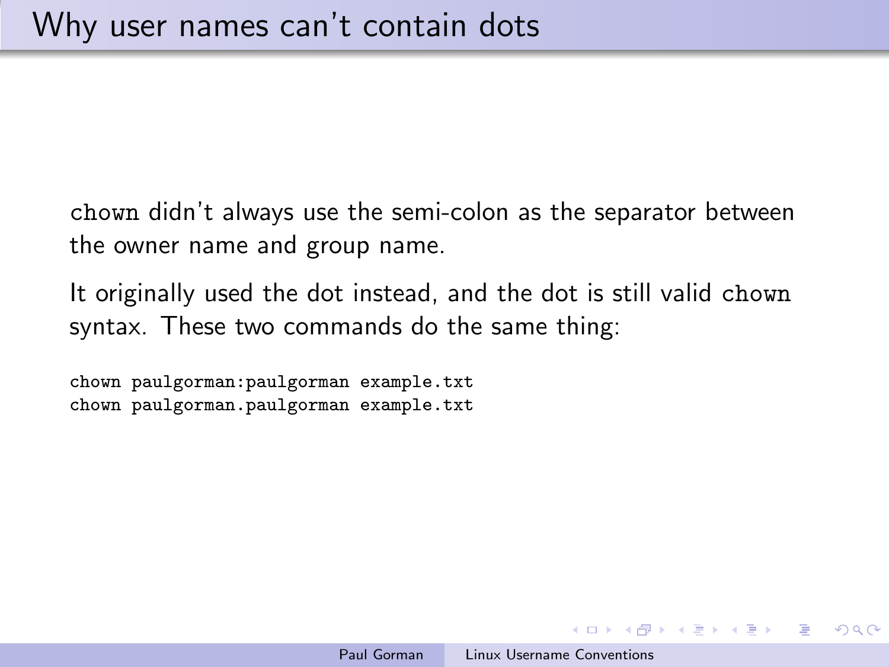# Why user names can't contain dots

`chown` didn't always use the semi-colon as the separator between the owner name and group name.

It originally used the dot instead, and the dot is still valid `chown` syntax. These two commands do the same thing:

```
chown paulgorman:paulgorman example.txt
chown paulgorman.paulgorman example.txt
```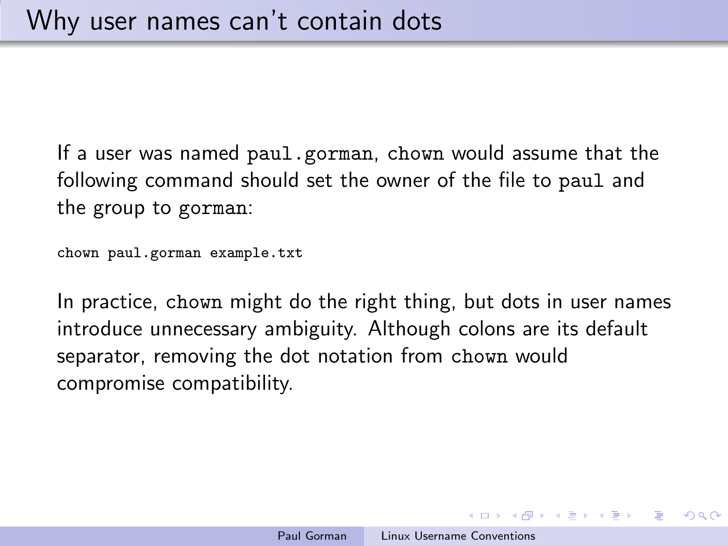# Why user names can't contain dots

If a user was named `paul.gorman`, `chown` would assume that the following command should set the owner of the file to `paul` and the group to `gorman`:

```
chown paul.gorman example.txt
```

In practice, `chown` might do the right thing, but dots in user names introduce unnecessary ambiguity. Although colons are its default separator, removing the dot notation from `chown` would compromise compatibility.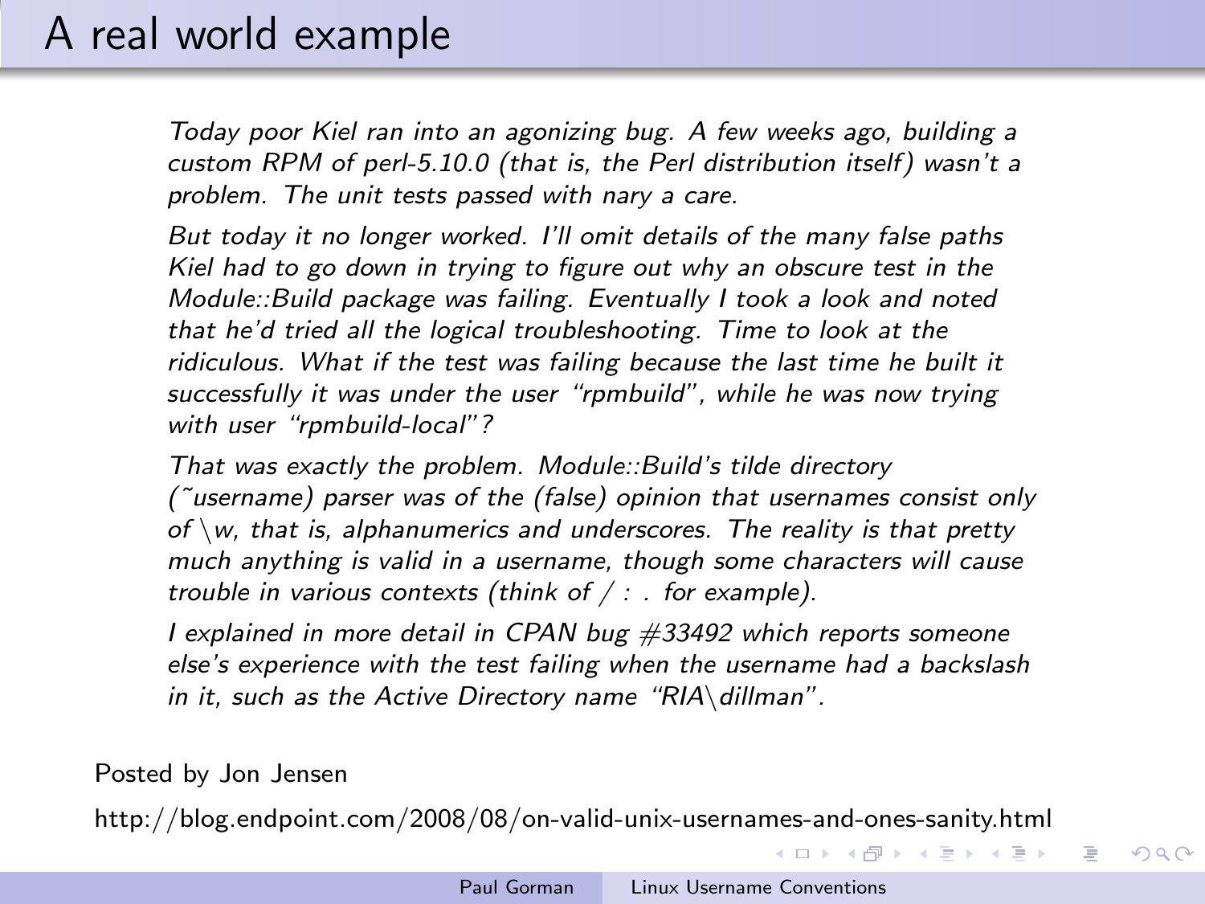# A real world example

*Today poor Kiel ran into an agonizing bug. A few weeks ago, building a custom RPM of perl-5.10.0 (that is, the Perl distribution itself) wasn't a problem. The unit tests passed with nary a care.*

*But today it no longer worked. I'll omit details of the many false paths Kiel had to go down in trying to figure out why an obscure test in the Module::Build package was failing. Eventually I took a look and noted that he'd tried all the logical troubleshooting. Time to look at the ridiculous. What if the test was failing because the last time he built it successfully it was under the user "rpmbuild", while he was now trying with user "rpmbuild-local"?*

*That was exactly the problem. Module::Build's tilde directory (~username) parser was of the (false) opinion that usernames consist only of \w, that is, alphanumerics and underscores. The reality is that pretty much anything is valid in a username, though some characters will cause trouble in various contexts (think of / : . for example).*

*I explained in more detail in CPAN bug #33492 which reports someone else's experience with the test failing when the username had a backslash in it, such as the Active Directory name "RIA\dillman".*

Posted by Jon Jensen

http://blog.endpoint.com/2008/08/on-valid-unix-usernames-and-ones-sanity.html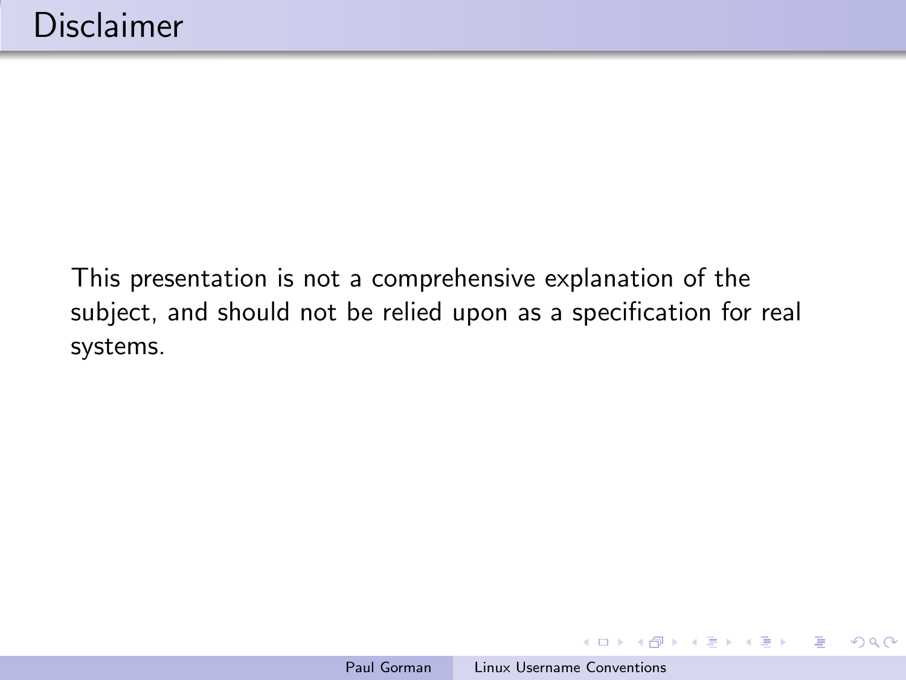# Disclaimer

This presentation is not a comprehensive explanation of the subject, and should not be relied upon as a specification for real systems.